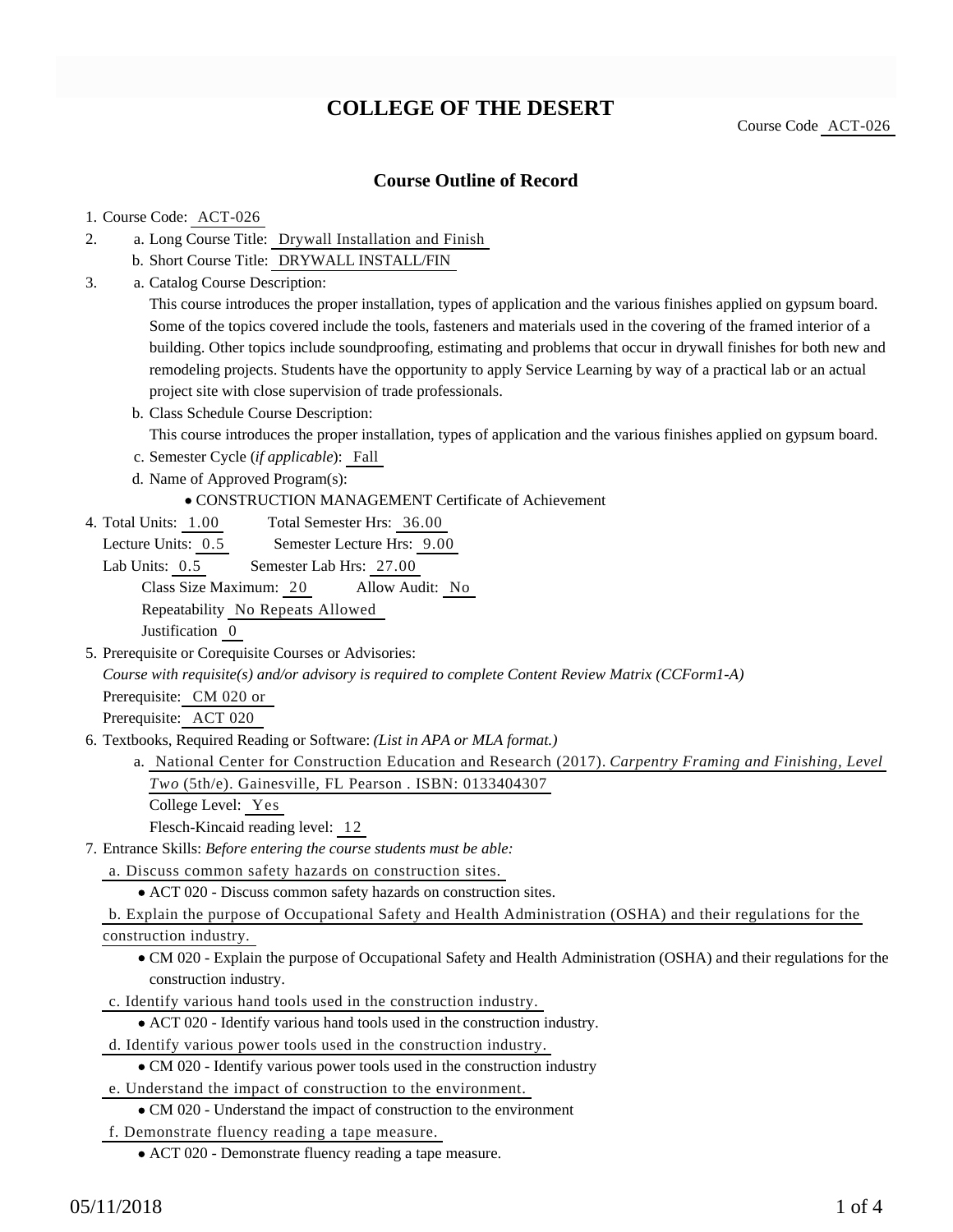# COLLEGE OF THE DESERT

Course Code ACT-026

## Course Outline of Record

1. Course Code: ACT-026
2. a. Long Course Title: Drywall Installation and Finish
   b. Short Course Title: DRYWALL INSTALL/FIN
3. a. Catalog Course Description:
   This course introduces the proper installation, types of application and the various finishes applied on gypsum board. Some of the topics covered include the tools, fasteners and materials used in the covering of the framed interior of a building. Other topics include soundproofing, estimating and problems that occur in drywall finishes for both new and remodeling projects. Students have the opportunity to apply Service Learning by way of a practical lab or an actual project site with close supervision of trade professionals.
   b. Class Schedule Course Description:
   This course introduces the proper installation, types of application and the various finishes applied on gypsum board.
   c. Semester Cycle (*if applicable*): Fall
   d. Name of Approved Program(s):
      - CONSTRUCTION MANAGEMENT Certificate of Achievement
4. Total Units: 1.00 Total Semester Hrs: 36.00
   Lecture Units: 0.5 Semester Lecture Hrs: 9.00
   Lab Units: 0.5 Semester Lab Hrs: 27.00
   Class Size Maximum: 20 Allow Audit: No
   Repeatability No Repeats Allowed
   Justification 0
5. Prerequisite or Corequisite Courses or Advisories:
   *Course with requisite(s) and/or advisory is required to complete Content Review Matrix (CCForm1-A)*
   Prerequisite: CM 020 or
   Prerequisite: ACT 020
6. Textbooks, Required Reading or Software: *(List in APA or MLA format.)*
   a. National Center for Construction Education and Research (2017). *Carpentry Framing and Finishing, Level Two* (5th/e). Gainesville, FL Pearson . ISBN: 0133404307
   College Level: Yes
   Flesch-Kincaid reading level: 12
7. Entrance Skills: *Before entering the course students must be able:*
   a. Discuss common safety hazards on construction sites.
      - ACT 020 - Discuss common safety hazards on construction sites.
   b. Explain the purpose of Occupational Safety and Health Administration (OSHA) and their regulations for the construction industry.
      - CM 020 - Explain the purpose of Occupational Safety and Health Administration (OSHA) and their regulations for the construction industry.
   c. Identify various hand tools used in the construction industry.
      - ACT 020 - Identify various hand tools used in the construction industry.
   d. Identify various power tools used in the construction industry.
      - CM 020 - Identify various power tools used in the construction industry
   e. Understand the impact of construction to the environment.
      - CM 020 - Understand the impact of construction to the environment
   f. Demonstrate fluency reading a tape measure.
      - ACT 020 - Demonstrate fluency reading a tape measure.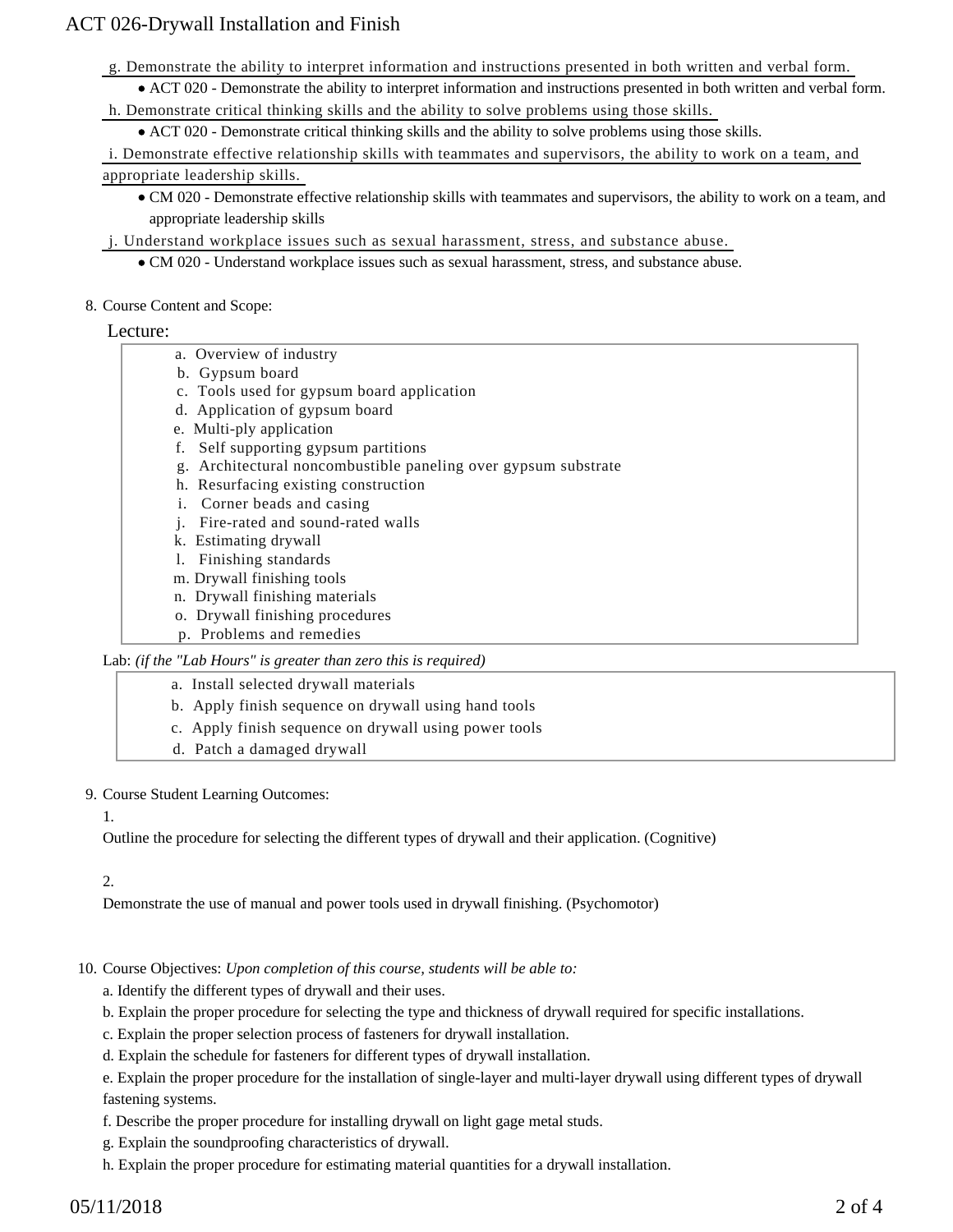g. Demonstrate the ability to interpret information and instructions presented in both written and verbal form.

- ACT 020 - Demonstrate the ability to interpret information and instructions presented in both written and verbal form.

h. Demonstrate critical thinking skills and the ability to solve problems using those skills.

- ACT 020 - Demonstrate critical thinking skills and the ability to solve problems using those skills.

i. Demonstrate effective relationship skills with teammates and supervisors, the ability to work on a team, and appropriate leadership skills.

- CM 020 - Demonstrate effective relationship skills with teammates and supervisors, the ability to work on a team, and appropriate leadership skills

j. Understand workplace issues such as sexual harassment, stress, and substance abuse.

- CM 020 - Understand workplace issues such as sexual harassment, stress, and substance abuse.

8. Course Content and Scope:

Lecture:

a. Overview of industry
b. Gypsum board
c. Tools used for gypsum board application
d. Application of gypsum board
e. Multi-ply application
f. Self supporting gypsum partitions
g. Architectural noncombustible paneling over gypsum substrate
h. Resurfacing existing construction
i. Corner beads and casing
j. Fire-rated and sound-rated walls
k. Estimating drywall
l. Finishing standards
m. Drywall finishing tools
n. Drywall finishing materials
o. Drywall finishing procedures
p. Problems and remedies

Lab: *(if the "Lab Hours" is greater than zero this is required)*

a. Install selected drywall materials
b. Apply finish sequence on drywall using hand tools
c. Apply finish sequence on drywall using power tools
d. Patch a damaged drywall

9. Course Student Learning Outcomes:

1.

Outline the procedure for selecting the different types of drywall and their application. (Cognitive)

2.

Demonstrate the use of manual and power tools used in drywall finishing. (Psychomotor)

10. Course Objectives: *Upon completion of this course, students will be able to:*

a. Identify the different types of drywall and their uses.

b. Explain the proper procedure for selecting the type and thickness of drywall required for specific installations.

c. Explain the proper selection process of fasteners for drywall installation.

d. Explain the schedule for fasteners for different types of drywall installation.

e. Explain the proper procedure for the installation of single-layer and multi-layer drywall using different types of drywall fastening systems.

f. Describe the proper procedure for installing drywall on light gage metal studs.

g. Explain the soundproofing characteristics of drywall.

h. Explain the proper procedure for estimating material quantities for a drywall installation.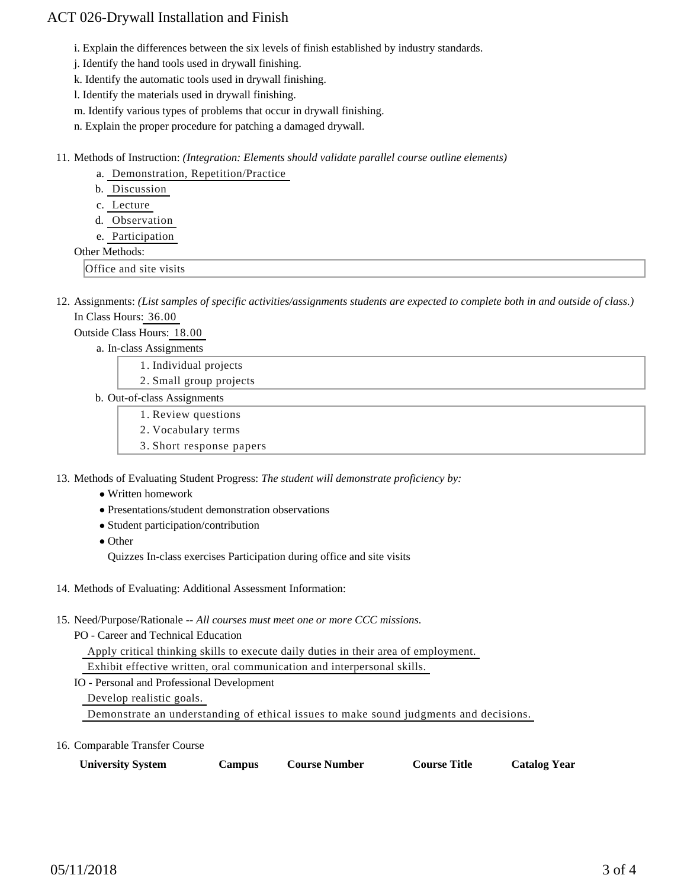i. Explain the differences between the six levels of finish established by industry standards.
j. Identify the hand tools used in drywall finishing.
k. Identify the automatic tools used in drywall finishing.
l. Identify the materials used in drywall finishing.
m. Identify various types of problems that occur in drywall finishing.
n. Explain the proper procedure for patching a damaged drywall.

11. Methods of Instruction: *(Integration: Elements should validate parallel course outline elements)*
    a. Demonstration, Repetition/Practice
    b. Discussion
    c. Lecture
    d. Observation
    e. Participation

    Other Methods:

    Office and site visits

12. Assignments: *(List samples of specific activities/assignments students are expected to complete both in and outside of class.)*

    In Class Hours: 36.00

    Outside Class Hours: 18.00

    a. In-class Assignments
        1. Individual projects
        2. Small group projects
    b. Out-of-class Assignments
        1. Review questions
        2. Vocabulary terms
        3. Short response papers

13. Methods of Evaluating Student Progress: *The student will demonstrate proficiency by:*
    - Written homework
    - Presentations/student demonstration observations
    - Student participation/contribution
    - Other

      Quizzes In-class exercises Participation during office and site visits

14. Methods of Evaluating: Additional Assessment Information:

15. Need/Purpose/Rationale -- *All courses must meet one or more CCC missions.*

    PO - Career and Technical Education

    Apply critical thinking skills to execute daily duties in their area of employment.

    Exhibit effective written, oral communication and interpersonal skills.

    IO - Personal and Professional Development

    Develop realistic goals.

    Demonstrate an understanding of ethical issues to make sound judgments and decisions.

16. Comparable Transfer Course

| University System | Campus | Course Number | Course Title | Catalog Year |
| --- | --- | --- | --- | --- |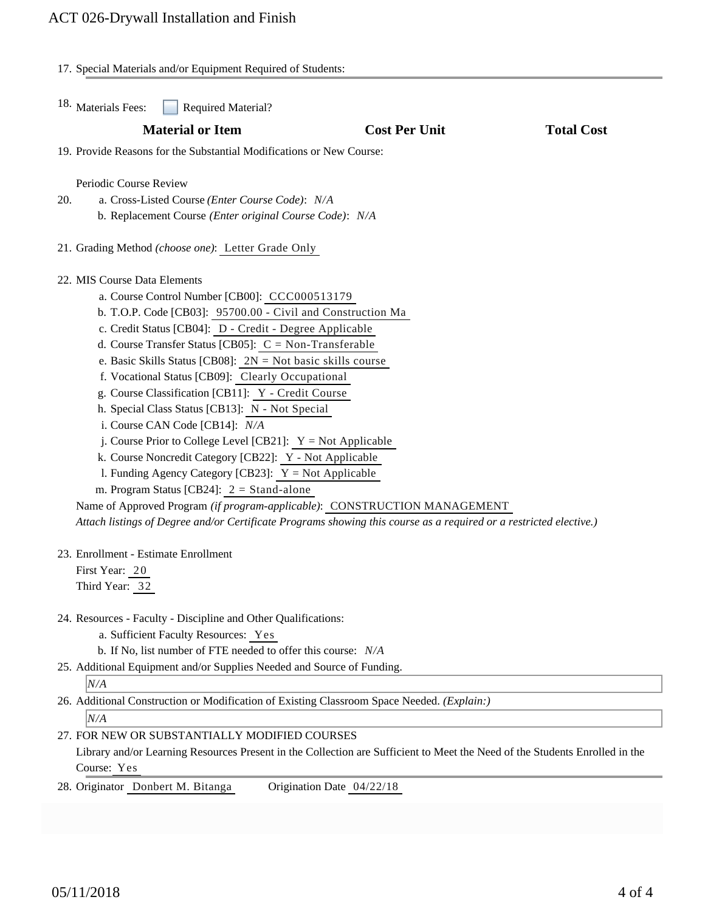17. Special Materials and/or Equipment Required of Students:

18. Materials Fees: ☐ Required Material?

| Material or Item | Cost Per Unit | Total Cost |
|---|---|---|

19. Provide Reasons for the Substantial Modifications or New Course:

Periodic Course Review

20. a. Cross-Listed Course *(Enter Course Code)*: *N/A*
    b. Replacement Course *(Enter original Course Code)*: *N/A*

21. Grading Method *(choose one)*: Letter Grade Only

22. MIS Course Data Elements
    a. Course Control Number [CB00]: CCC000513179
    b. T.O.P. Code [CB03]: 95700.00 - Civil and Construction Ma
    c. Credit Status [CB04]: D - Credit - Degree Applicable
    d. Course Transfer Status [CB05]: C = Non-Transferable
    e. Basic Skills Status [CB08]: 2N = Not basic skills course
    f. Vocational Status [CB09]: Clearly Occupational
    g. Course Classification [CB11]: Y - Credit Course
    h. Special Class Status [CB13]: N - Not Special
    i. Course CAN Code [CB14]: *N/A*
    j. Course Prior to College Level [CB21]: Y = Not Applicable
    k. Course Noncredit Category [CB22]: Y - Not Applicable
    l. Funding Agency Category [CB23]: Y = Not Applicable
    m. Program Status [CB24]: 2 = Stand-alone

    Name of Approved Program *(if program-applicable)*: CONSTRUCTION MANAGEMENT

    *Attach listings of Degree and/or Certificate Programs showing this course as a required or a restricted elective.)*

23. Enrollment - Estimate Enrollment
    First Year: 20
    Third Year: 32

24. Resources - Faculty - Discipline and Other Qualifications:
    a. Sufficient Faculty Resources: Yes
    b. If No, list number of FTE needed to offer this course: *N/A*

25. Additional Equipment and/or Supplies Needed and Source of Funding.
    *N/A*

26. Additional Construction or Modification of Existing Classroom Space Needed. *(Explain:)*
    *N/A*

27. FOR NEW OR SUBSTANTIALLY MODIFIED COURSES
    Library and/or Learning Resources Present in the Collection are Sufficient to Meet the Need of the Students Enrolled in the Course: Yes

28. Originator Donbert M. Bitanga Origination Date 04/22/18